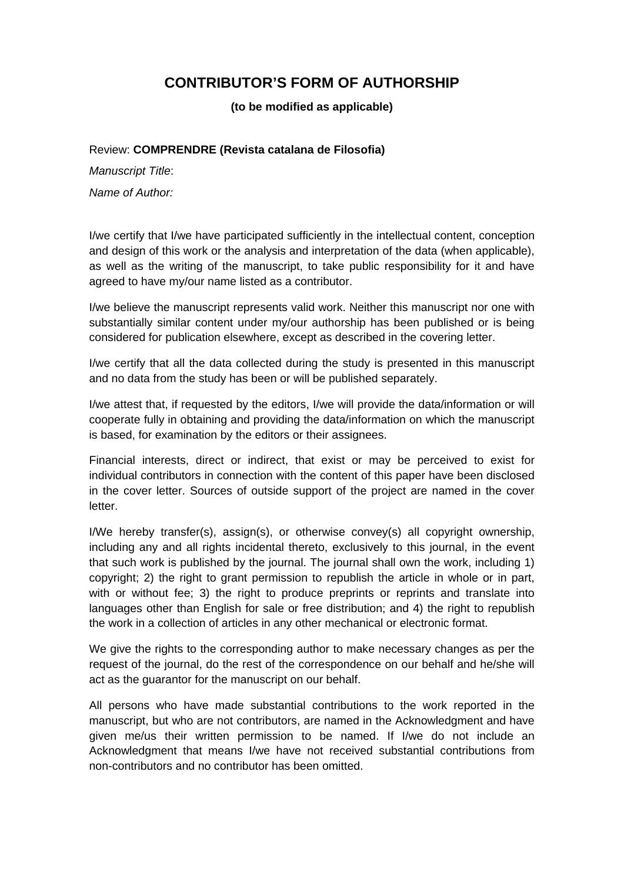# CONTRIBUTOR'S FORM OF AUTHORSHIP

**(to be modified as applicable)**

Review: **COMPRENDRE (Revista catalana de Filosofia)**

*Manuscript Title*:

*Name of Author:*

I/we certify that I/we have participated sufficiently in the intellectual content, conception and design of this work or the analysis and interpretation of the data (when applicable), as well as the writing of the manuscript, to take public responsibility for it and have agreed to have my/our name listed as a contributor.

I/we believe the manuscript represents valid work. Neither this manuscript nor one with substantially similar content under my/our authorship has been published or is being considered for publication elsewhere, except as described in the covering letter.

I/we certify that all the data collected during the study is presented in this manuscript and no data from the study has been or will be published separately.

I/we attest that, if requested by the editors, I/we will provide the data/information or will cooperate fully in obtaining and providing the data/information on which the manuscript is based, for examination by the editors or their assignees.

Financial interests, direct or indirect, that exist or may be perceived to exist for individual contributors in connection with the content of this paper have been disclosed in the cover letter. Sources of outside support of the project are named in the cover letter.

I/We hereby transfer(s), assign(s), or otherwise convey(s) all copyright ownership, including any and all rights incidental thereto, exclusively to this journal, in the event that such work is published by the journal. The journal shall own the work, including 1) copyright; 2) the right to grant permission to republish the article in whole or in part, with or without fee; 3) the right to produce preprints or reprints and translate into languages other than English for sale or free distribution; and 4) the right to republish the work in a collection of articles in any other mechanical or electronic format.

We give the rights to the corresponding author to make necessary changes as per the request of the journal, do the rest of the correspondence on our behalf and he/she will act as the guarantor for the manuscript on our behalf.

All persons who have made substantial contributions to the work reported in the manuscript, but who are not contributors, are named in the Acknowledgment and have given me/us their written permission to be named. If I/we do not include an Acknowledgment that means I/we have not received substantial contributions from non-contributors and no contributor has been omitted.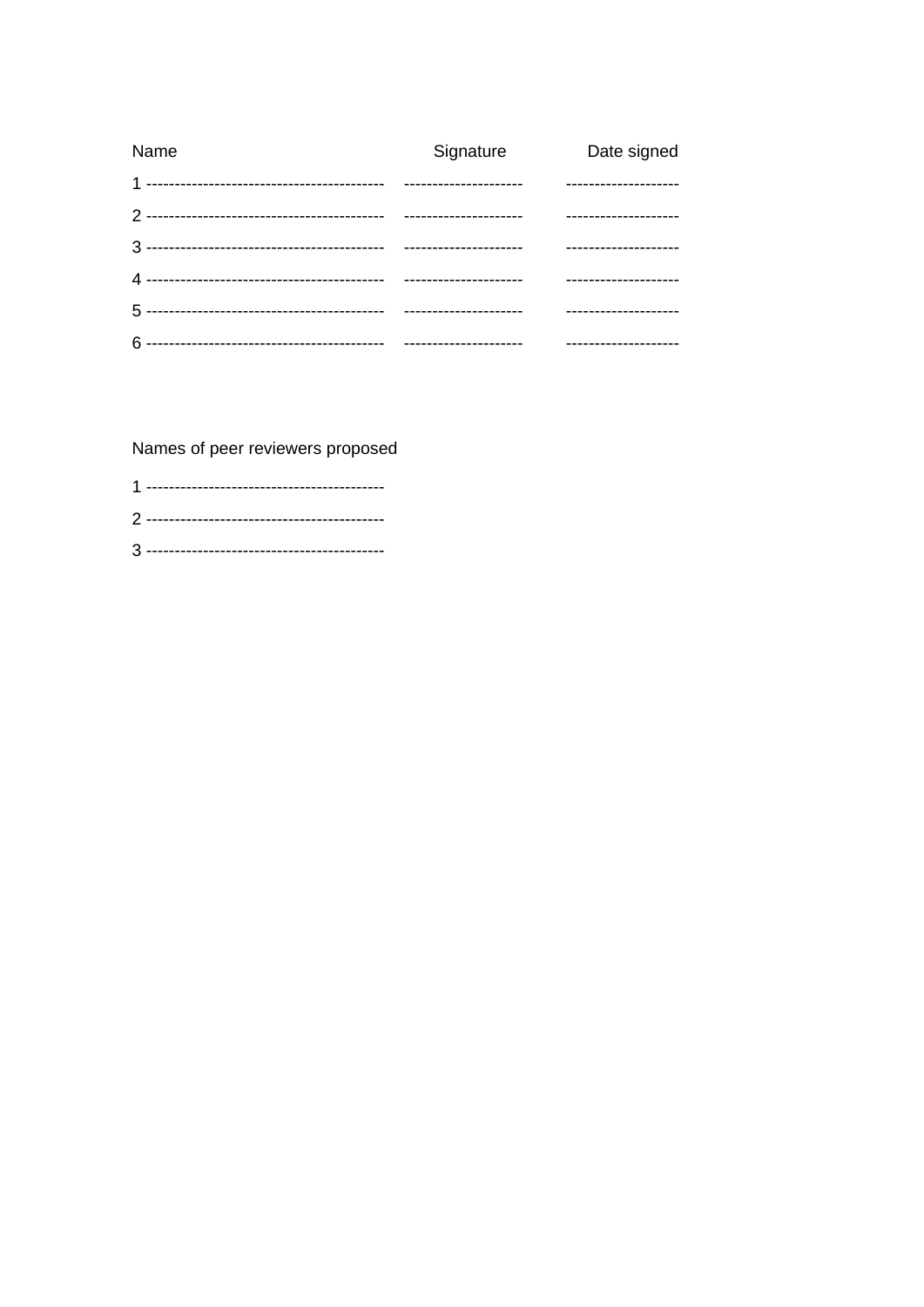| Name | Signature | Date signed |
|---|---|---|
| 1 ----------------------------------------- | -------------------- | ------------------- |
| 2 ----------------------------------------- | -------------------- | ------------------- |
| 3 ----------------------------------------- | -------------------- | ------------------- |
| 4 ----------------------------------------- | -------------------- | ------------------- |
| 5 ----------------------------------------- | -------------------- | ------------------- |
| 6 ----------------------------------------- | -------------------- | ------------------- |

Names of peer reviewers proposed

1 -----------------------------------------

2 -----------------------------------------

3 -----------------------------------------